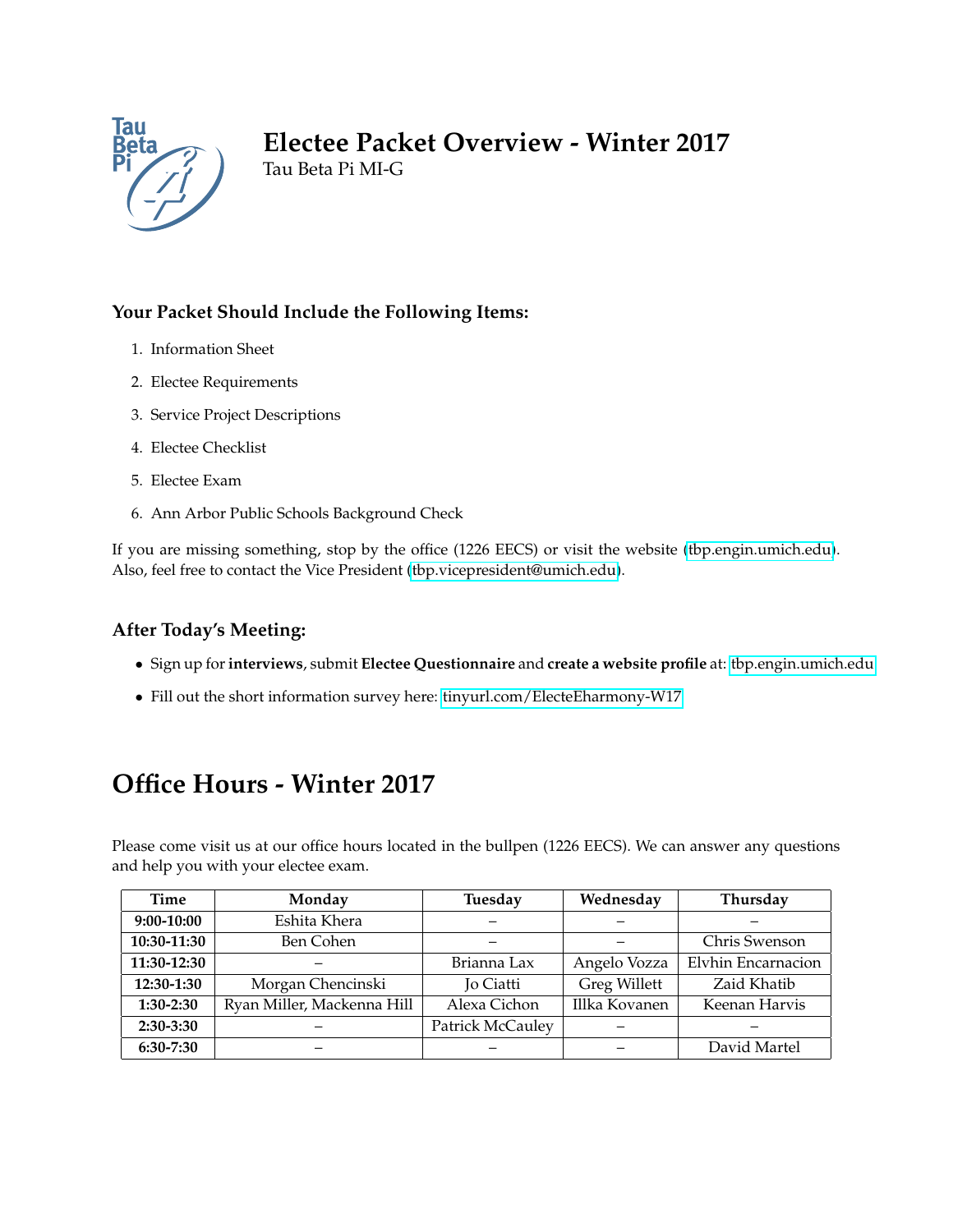# Electee Packet Overview - Winter 2017

Tau Beta Pi MI-G

### Your Packet Should Include the Following Items:

1. Information Sheet
2. Electee Requirements
3. Service Project Descriptions
4. Electee Checklist
5. Electee Exam
6. Ann Arbor Public Schools Background Check

If you are missing something, stop by the office (1226 EECS) or visit the website (tbp.engin.umich.edu). Also, feel free to contact the Vice President (tbp.vicepresident@umich.edu).

### After Today's Meeting:

- Sign up for **interviews**, submit **Electee Questionnaire** and **create a website profile** at: tbp.engin.umich.edu
- Fill out the short information survey here: tinyurl.com/ElecteEharmony-W17

# Office Hours - Winter 2017

Please come visit us at our office hours located in the bullpen (1226 EECS). We can answer any questions and help you with your electee exam.

| Time | Monday | Tuesday | Wednesday | Thursday |
|---|---|---|---|---|
| **9:00-10:00** | Eshita Khera | – | – | – |
| **10:30-11:30** | Ben Cohen | – | – | Chris Swenson |
| **11:30-12:30** | – | Brianna Lax | Angelo Vozza | Elvhin Encarnacion |
| **12:30-1:30** | Morgan Chencinski | Jo Ciatti | Greg Willett | Zaid Khatib |
| **1:30-2:30** | Ryan Miller, Mackenna Hill | Alexa Cichon | Illka Kovanen | Keenan Harvis |
| **2:30-3:30** | – | Patrick McCauley | – | – |
| **6:30-7:30** | – | – | – | David Martel |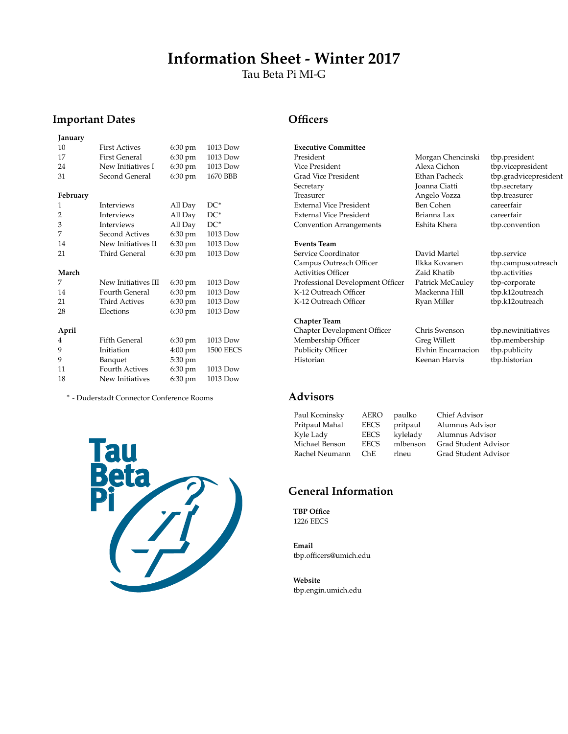# Information Sheet - Winter 2017

Tau Beta Pi MI-G

## Important Dates

**January**

| | | | |
|---|---|---|---|
| 10 | First Actives | 6:30 pm | 1013 Dow |
| 17 | First General | 6:30 pm | 1013 Dow |
| 24 | New Initiatives I | 6:30 pm | 1013 Dow |
| 31 | Second General | 6:30 pm | 1670 BBB |

**February**

| | | | |
|---|---|---|---|
| 1 | Interviews | All Day | DC* |
| 2 | Interviews | All Day | DC* |
| 3 | Interviews | All Day | DC* |
| 7 | Second Actives | 6:30 pm | 1013 Dow |
| 14 | New Initiatives II | 6:30 pm | 1013 Dow |
| 21 | Third General | 6:30 pm | 1013 Dow |

**March**

| | | | |
|---|---|---|---|
| 7 | New Initiatives III | 6:30 pm | 1013 Dow |
| 14 | Fourth General | 6:30 pm | 1013 Dow |
| 21 | Third Actives | 6:30 pm | 1013 Dow |
| 28 | Elections | 6:30 pm | 1013 Dow |

**April**

| | | | |
|---|---|---|---|
| 4 | Fifth General | 6:30 pm | 1013 Dow |
| 9 | Initiation | 4:00 pm | 1500 EECS |
| 9 | Banquet | 5:30 pm | |
| 11 | Fourth Actives | 6:30 pm | 1013 Dow |
| 18 | New Initiatives | 6:30 pm | 1013 Dow |

* - Duderstadt Connector Conference Rooms

## Officers

**Executive Committee**

| | | |
|---|---|---|
| President | Morgan Chencinski | tbp.president |
| Vice President | Alexa Cichon | tbp.vicepresident |
| Grad Vice President | Ethan Pacheck | tbp.gradvicepresident |
| Secretary | Joanna Ciatti | tbp.secretary |
| Treasurer | Angelo Vozza | tbp.treasurer |
| External Vice President | Ben Cohen | careerfair |
| External Vice President | Brianna Lax | careerfair |
| Convention Arrangements | Eshita Khera | tbp.convention |

**Events Team**

| | | |
|---|---|---|
| Service Coordinator | David Martel | tbp.service |
| Campus Outreach Officer | Ilkka Kovanen | tbp.campusoutreach |
| Activities Officer | Zaid Khatib | tbp.activities |
| Professional Development Officer | Patrick McCauley | tbp-corporate |
| K-12 Outreach Officer | Mackenna Hill | tbp.k12outreach |
| K-12 Outreach Officer | Ryan Miller | tbp.k12outreach |

**Chapter Team**

| | | |
|---|---|---|
| Chapter Development Officer | Chris Swenson | tbp.newinitiatives |
| Membership Officer | Greg Willett | tbp.membership |
| Publicity Officer | Elvhin Encarnacion | tbp.publicity |
| Historian | Keenan Harvis | tbp.historian |

## Advisors

| | | | |
|---|---|---|---|
| Paul Kominsky | AERO | paulko | Chief Advisor |
| Pritpaul Mahal | EECS | pritpaul | Alumnus Advisor |
| Kyle Lady | EECS | kylelady | Alumnus Advisor |
| Michael Benson | EECS | mlbenson | Grad Student Advisor |
| Rachel Neumann | ChE | rlneu | Grad Student Advisor |

## General Information

**TBP Office**
1226 EECS

**Email**
tbp.officers@umich.edu

**Website**
tbp.engin.umich.edu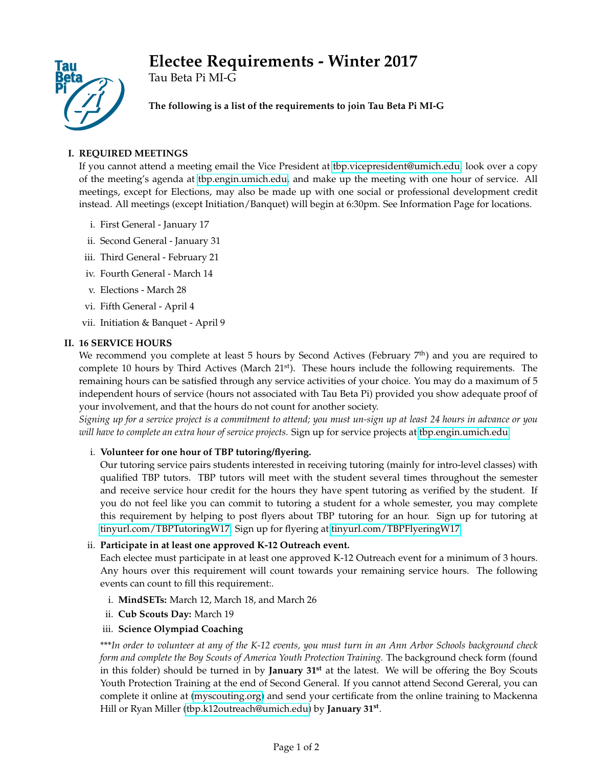# Electee Requirements - Winter 2017

Tau Beta Pi MI-G

**The following is a list of the requirements to join Tau Beta Pi MI-G**

## I. REQUIRED MEETINGS

If you cannot attend a meeting email the Vice President at tbp.vicepresident@umich.edu, look over a copy of the meeting's agenda at tbp.engin.umich.edu, and make up the meeting with one hour of service. All meetings, except for Elections, may also be made up with one social or professional development credit instead. All meetings (except Initiation/Banquet) will begin at 6:30pm. See Information Page for locations.

i. First General - January 17
ii. Second General - January 31
iii. Third General - February 21
iv. Fourth General - March 14
v. Elections - March 28
vi. Fifth General - April 4
vii. Initiation & Banquet - April 9

## II. 16 SERVICE HOURS

We recommend you complete at least 5 hours by Second Actives (February 7th) and you are required to complete 10 hours by Third Actives (March 21st). These hours include the following requirements. The remaining hours can be satisfied through any service activities of your choice. You may do a maximum of 5 independent hours of service (hours not associated with Tau Beta Pi) provided you show adequate proof of your involvement, and that the hours do not count for another society.

*Signing up for a service project is a commitment to attend; you must un-sign up at least 24 hours in advance or you will have to complete an extra hour of service projects.* Sign up for service projects at tbp.engin.umich.edu.

i. **Volunteer for one hour of TBP tutoring/flyering.**
Our tutoring service pairs students interested in receiving tutoring (mainly for intro-level classes) with qualified TBP tutors. TBP tutors will meet with the student several times throughout the semester and receive service hour credit for the hours they have spent tutoring as verified by the student. If you do not feel like you can commit to tutoring a student for a whole semester, you may complete this requirement by helping to post flyers about TBP tutoring for an hour. Sign up for tutoring at tinyurl.com/TBPTutoringW17. Sign up for flyering at tinyurl.com/TBPFlyeringW17.

ii. **Participate in at least one approved K-12 Outreach event.**
Each electee must participate in at least one approved K-12 Outreach event for a minimum of 3 hours. Any hours over this requirement will count towards your remaining service hours. The following events can count to fill this requirement:.

   i. **MindSETs:** March 12, March 18, and March 26
   ii. **Cub Scouts Day:** March 19
   iii. **Science Olympiad Coaching**

***In order to volunteer at any of the K-12 events, you must turn in an Ann Arbor Schools background check form and complete the Boy Scouts of America Youth Protection Training.* The background check form (found in this folder) should be turned in by **January 31st** at the latest. We will be offering the Boy Scouts Youth Protection Training at the end of Second General. If you cannot attend Second Gereral, you can complete it online at (myscouting.org) and send your certificate from the online training to Mackenna Hill or Ryan Miller (tbp.k12outreach@umich.edu) by **January 31st**.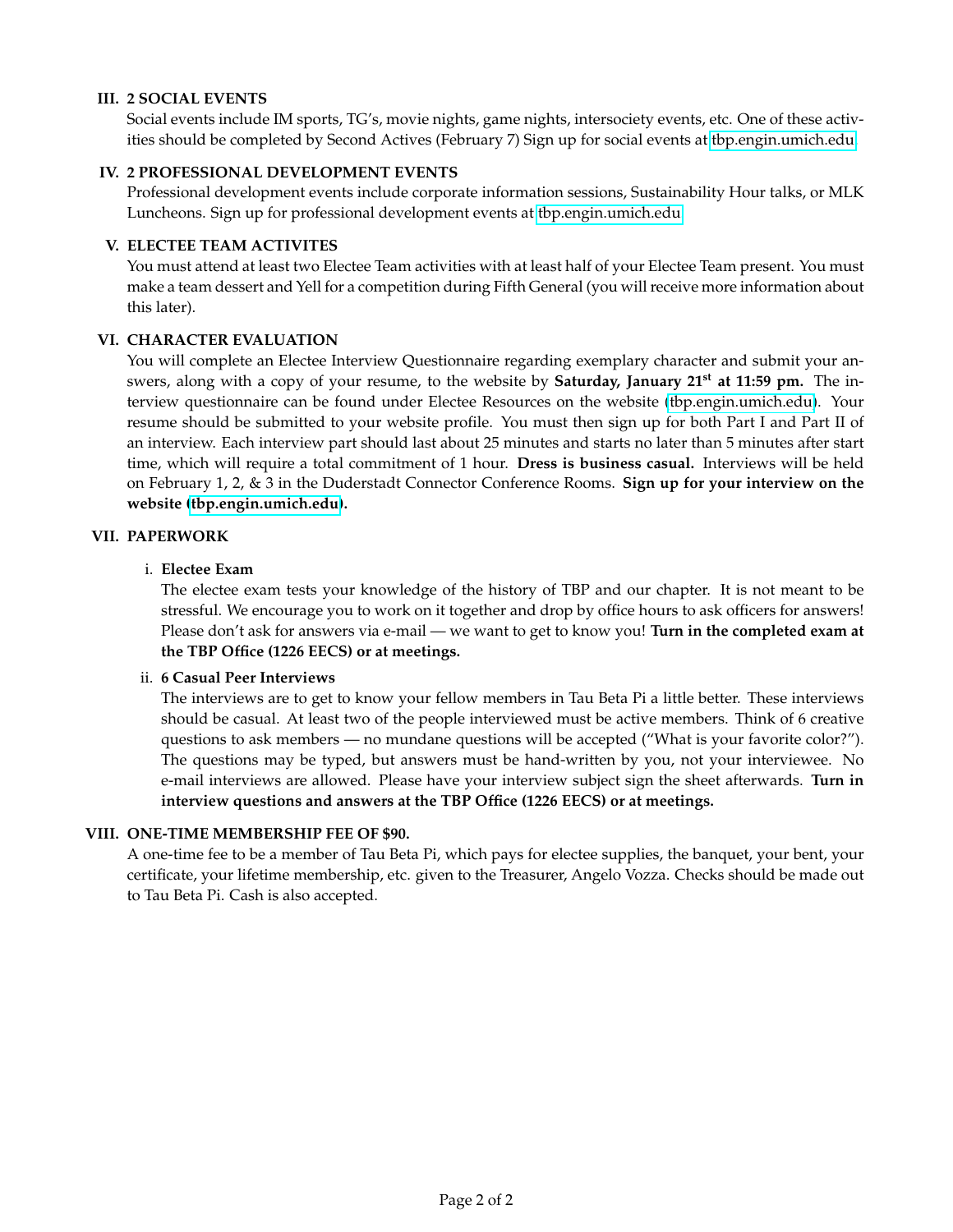### III. 2 SOCIAL EVENTS

Social events include IM sports, TG's, movie nights, game nights, intersociety events, etc. One of these activities should be completed by Second Actives (February 7) Sign up for social events at tbp.engin.umich.edu

### IV. 2 PROFESSIONAL DEVELOPMENT EVENTS

Professional development events include corporate information sessions, Sustainability Hour talks, or MLK Luncheons. Sign up for professional development events at tbp.engin.umich.edu

### V. ELECTEE TEAM ACTIVITES

You must attend at least two Electee Team activities with at least half of your Electee Team present. You must make a team dessert and Yell for a competition during Fifth General (you will receive more information about this later).

### VI. CHARACTER EVALUATION

You will complete an Electee Interview Questionnaire regarding exemplary character and submit your answers, along with a copy of your resume, to the website by **Saturday, January 21st at 11:59 pm.** The interview questionnaire can be found under Electee Resources on the website (tbp.engin.umich.edu). Your resume should be submitted to your website profile. You must then sign up for both Part I and Part II of an interview. Each interview part should last about 25 minutes and starts no later than 5 minutes after start time, which will require a total commitment of 1 hour. **Dress is business casual.** Interviews will be held on February 1, 2, & 3 in the Duderstadt Connector Conference Rooms. **Sign up for your interview on the website (tbp.engin.umich.edu).**

### VII. PAPERWORK

i. **Electee Exam**

The electee exam tests your knowledge of the history of TBP and our chapter. It is not meant to be stressful. We encourage you to work on it together and drop by office hours to ask officers for answers! Please don't ask for answers via e-mail — we want to get to know you! **Turn in the completed exam at the TBP Office (1226 EECS) or at meetings.**

ii. **6 Casual Peer Interviews**

The interviews are to get to know your fellow members in Tau Beta Pi a little better. These interviews should be casual. At least two of the people interviewed must be active members. Think of 6 creative questions to ask members — no mundane questions will be accepted ("What is your favorite color?"). The questions may be typed, but answers must be hand-written by you, not your interviewee. No e-mail interviews are allowed. Please have your interview subject sign the sheet afterwards. **Turn in interview questions and answers at the TBP Office (1226 EECS) or at meetings.**

### VIII. ONE-TIME MEMBERSHIP FEE OF $90.

A one-time fee to be a member of Tau Beta Pi, which pays for electee supplies, the banquet, your bent, your certificate, your lifetime membership, etc. given to the Treasurer, Angelo Vozza. Checks should be made out to Tau Beta Pi. Cash is also accepted.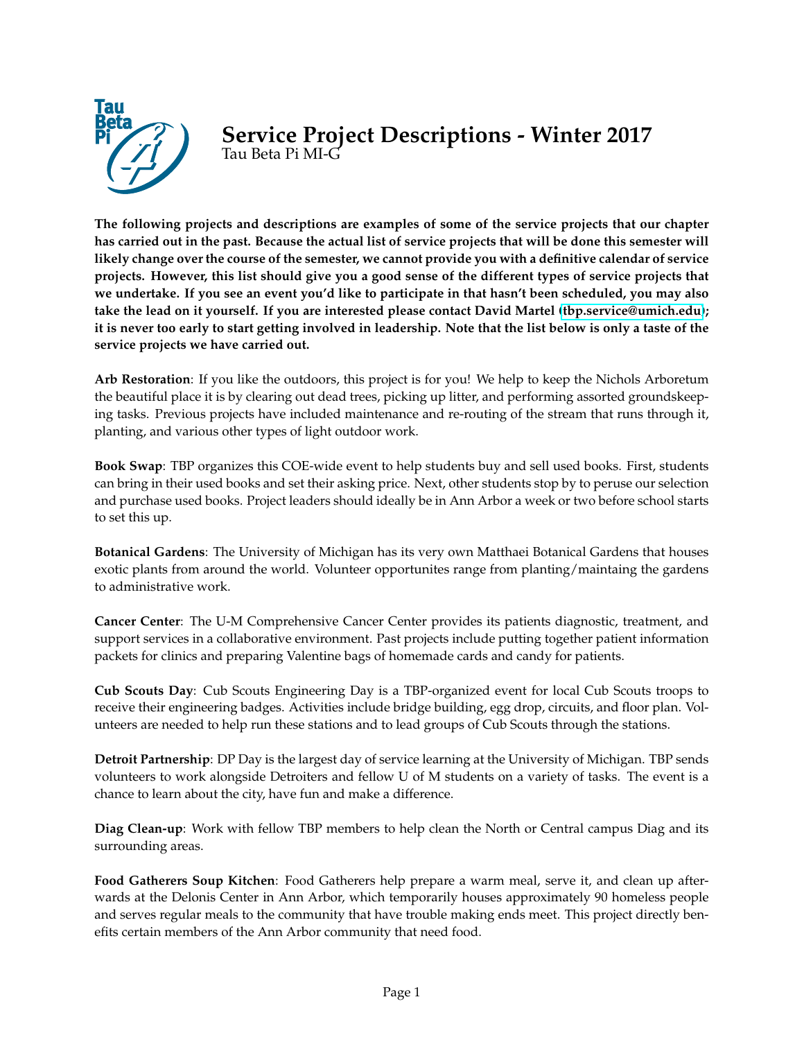# Service Project Descriptions - Winter 2017

Tau Beta Pi MI-G

**The following projects and descriptions are examples of some of the service projects that our chapter has carried out in the past. Because the actual list of service projects that will be done this semester will likely change over the course of the semester, we cannot provide you with a definitive calendar of service projects. However, this list should give you a good sense of the different types of service projects that we undertake. If you see an event you'd like to participate in that hasn't been scheduled, you may also take the lead on it yourself. If you are interested please contact David Martel (tbp.service@umich.edu); it is never too early to start getting involved in leadership. Note that the list below is only a taste of the service projects we have carried out.**

**Arb Restoration**: If you like the outdoors, this project is for you! We help to keep the Nichols Arboretum the beautiful place it is by clearing out dead trees, picking up litter, and performing assorted groundskeeping tasks. Previous projects have included maintenance and re-routing of the stream that runs through it, planting, and various other types of light outdoor work.

**Book Swap**: TBP organizes this COE-wide event to help students buy and sell used books. First, students can bring in their used books and set their asking price. Next, other students stop by to peruse our selection and purchase used books. Project leaders should ideally be in Ann Arbor a week or two before school starts to set this up.

**Botanical Gardens**: The University of Michigan has its very own Matthaei Botanical Gardens that houses exotic plants from around the world. Volunteer opportunites range from planting/maintaing the gardens to administrative work.

**Cancer Center**: The U-M Comprehensive Cancer Center provides its patients diagnostic, treatment, and support services in a collaborative environment. Past projects include putting together patient information packets for clinics and preparing Valentine bags of homemade cards and candy for patients.

**Cub Scouts Day**: Cub Scouts Engineering Day is a TBP-organized event for local Cub Scouts troops to receive their engineering badges. Activities include bridge building, egg drop, circuits, and floor plan. Volunteers are needed to help run these stations and to lead groups of Cub Scouts through the stations.

**Detroit Partnership**: DP Day is the largest day of service learning at the University of Michigan. TBP sends volunteers to work alongside Detroiters and fellow U of M students on a variety of tasks. The event is a chance to learn about the city, have fun and make a difference.

**Diag Clean-up**: Work with fellow TBP members to help clean the North or Central campus Diag and its surrounding areas.

**Food Gatherers Soup Kitchen**: Food Gatherers help prepare a warm meal, serve it, and clean up afterwards at the Delonis Center in Ann Arbor, which temporarily houses approximately 90 homeless people and serves regular meals to the community that have trouble making ends meet. This project directly benefits certain members of the Ann Arbor community that need food.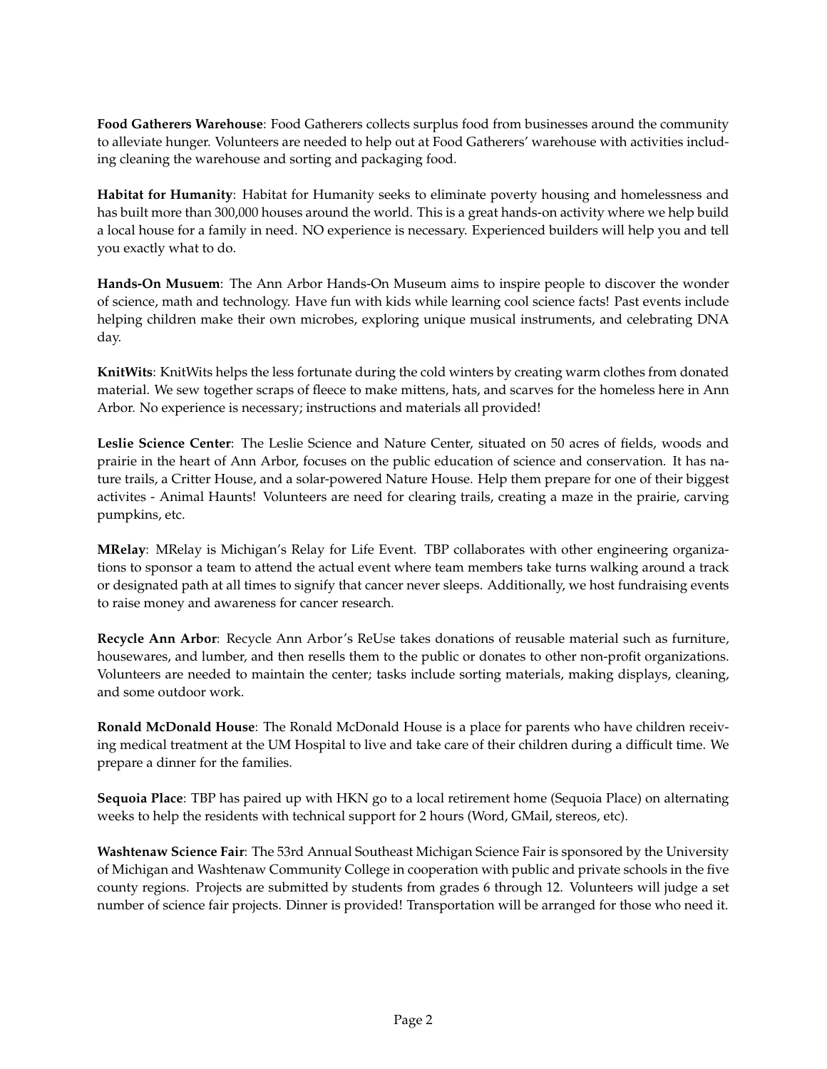**Food Gatherers Warehouse**: Food Gatherers collects surplus food from businesses around the community to alleviate hunger. Volunteers are needed to help out at Food Gatherers' warehouse with activities including cleaning the warehouse and sorting and packaging food.

**Habitat for Humanity**: Habitat for Humanity seeks to eliminate poverty housing and homelessness and has built more than 300,000 houses around the world. This is a great hands-on activity where we help build a local house for a family in need. NO experience is necessary. Experienced builders will help you and tell you exactly what to do.

**Hands-On Musuem**: The Ann Arbor Hands-On Museum aims to inspire people to discover the wonder of science, math and technology. Have fun with kids while learning cool science facts! Past events include helping children make their own microbes, exploring unique musical instruments, and celebrating DNA day.

**KnitWits**: KnitWits helps the less fortunate during the cold winters by creating warm clothes from donated material. We sew together scraps of fleece to make mittens, hats, and scarves for the homeless here in Ann Arbor. No experience is necessary; instructions and materials all provided!

**Leslie Science Center**: The Leslie Science and Nature Center, situated on 50 acres of fields, woods and prairie in the heart of Ann Arbor, focuses on the public education of science and conservation. It has nature trails, a Critter House, and a solar-powered Nature House. Help them prepare for one of their biggest activites - Animal Haunts! Volunteers are need for clearing trails, creating a maze in the prairie, carving pumpkins, etc.

**MRelay**: MRelay is Michigan's Relay for Life Event. TBP collaborates with other engineering organizations to sponsor a team to attend the actual event where team members take turns walking around a track or designated path at all times to signify that cancer never sleeps. Additionally, we host fundraising events to raise money and awareness for cancer research.

**Recycle Ann Arbor**: Recycle Ann Arbor's ReUse takes donations of reusable material such as furniture, housewares, and lumber, and then resells them to the public or donates to other non-profit organizations. Volunteers are needed to maintain the center; tasks include sorting materials, making displays, cleaning, and some outdoor work.

**Ronald McDonald House**: The Ronald McDonald House is a place for parents who have children receiving medical treatment at the UM Hospital to live and take care of their children during a difficult time. We prepare a dinner for the families.

**Sequoia Place**: TBP has paired up with HKN go to a local retirement home (Sequoia Place) on alternating weeks to help the residents with technical support for 2 hours (Word, GMail, stereos, etc).

**Washtenaw Science Fair**: The 53rd Annual Southeast Michigan Science Fair is sponsored by the University of Michigan and Washtenaw Community College in cooperation with public and private schools in the five county regions. Projects are submitted by students from grades 6 through 12. Volunteers will judge a set number of science fair projects. Dinner is provided! Transportation will be arranged for those who need it.